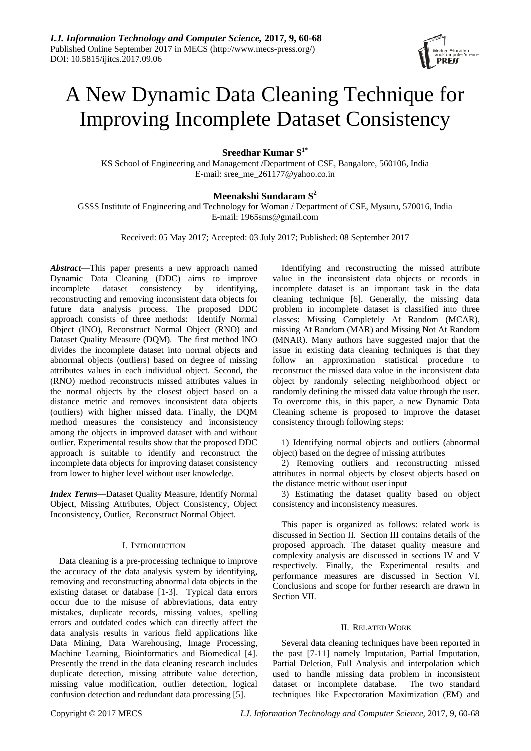# A New Dynamic Data Cleaning Technique for Improving Incomplete Dataset Consistency

**Sreedhar Kumar S[1*]**

KS School of Engineering and Management /Department of CSE, Bangalore, 560106, India
E-mail: sree_me_261177@yahoo.co.in

**Meenakshi Sundaram S[2]**

GSSS Institute of Engineering and Technology for Woman / Department of CSE, Mysuru, 570016, India
E-mail: 1965sms@gmail.com

Received: 05 May 2017; Accepted: 03 July 2017; Published: 08 September 2017

***Abstract***—This paper presents a new approach named Dynamic Data Cleaning (DDC) aims to improve incomplete dataset consistency by identifying, reconstructing and removing inconsistent data objects for future data analysis process. The proposed DDC approach consists of three methods: Identify Normal Object (INO), Reconstruct Normal Object (RNO) and Dataset Quality Measure (DQM). The first method INO divides the incomplete dataset into normal objects and abnormal objects (outliers) based on degree of missing attributes values in each individual object. Second, the (RNO) method reconstructs missed attributes values in the normal objects by the closest object based on a distance metric and removes inconsistent data objects (outliers) with higher missed data. Finally, the DQM method measures the consistency and inconsistency among the objects in improved dataset with and without outlier. Experimental results show that the proposed DDC approach is suitable to identify and reconstruct the incomplete data objects for improving dataset consistency from lower to higher level without user knowledge.

***Index Terms*****—**Dataset Quality Measure, Identify Normal Object, Missing Attributes, Object Consistency, Object Inconsistency, Outlier, Reconstruct Normal Object.

## I. Introduction

Data cleaning is a pre-processing technique to improve the accuracy of the data analysis system by identifying, removing and reconstructing abnormal data objects in the existing dataset or database [1-3]. Typical data errors occur due to the misuse of abbreviations, data entry mistakes, duplicate records, missing values, spelling errors and outdated codes which can directly affect the data analysis results in various field applications like Data Mining, Data Warehousing, Image Processing, Machine Learning, Bioinformatics and Biomedical [4]. Presently the trend in the data cleaning research includes duplicate detection, missing attribute value detection, missing value modification, outlier detection, logical confusion detection and redundant data processing [5].

Identifying and reconstructing the missed attribute value in the inconsistent data objects or records in incomplete dataset is an important task in the data cleaning technique [6]. Generally, the missing data problem in incomplete dataset is classified into three classes: Missing Completely At Random (MCAR), missing At Random (MAR) and Missing Not At Random (MNAR). Many authors have suggested major that the issue in existing data cleaning techniques is that they follow an approximation statistical procedure to reconstruct the missed data value in the inconsistent data object by randomly selecting neighborhood object or randomly defining the missed data value through the user. To overcome this, in this paper, a new Dynamic Data Cleaning scheme is proposed to improve the dataset consistency through following steps:

1) Identifying normal objects and outliers (abnormal object) based on the degree of missing attributes
2) Removing outliers and reconstructing missed attributes in normal objects by closest objects based on the distance metric without user input
3) Estimating the dataset quality based on object consistency and inconsistency measures.

This paper is organized as follows: related work is discussed in Section II. Section III contains details of the proposed approach. The dataset quality measure and complexity analysis are discussed in sections IV and V respectively. Finally, the Experimental results and performance measures are discussed in Section VI. Conclusions and scope for further research are drawn in Section VII.

## II. Related Work

Several data cleaning techniques have been reported in the past [7-11] namely Imputation, Partial Imputation, Partial Deletion, Full Analysis and interpolation which used to handle missing data problem in inconsistent dataset or incomplete database. The two standard techniques like Expectoration Maximization (EM) and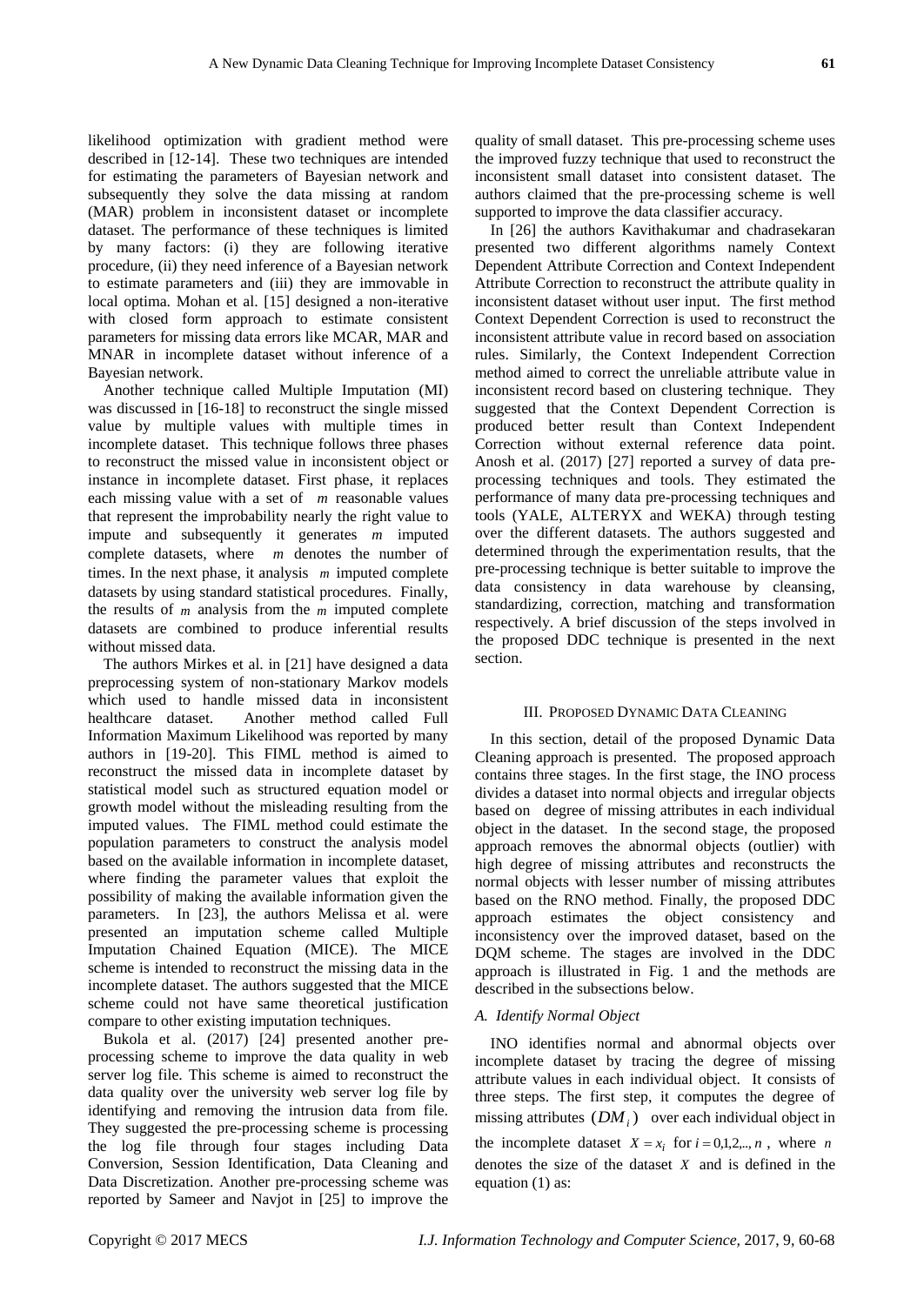likelihood optimization with gradient method were described in [12-14]. These two techniques are intended for estimating the parameters of Bayesian network and subsequently they solve the data missing at random (MAR) problem in inconsistent dataset or incomplete dataset. The performance of these techniques is limited by many factors: (i) they are following iterative procedure, (ii) they need inference of a Bayesian network to estimate parameters and (iii) they are immovable in local optima. Mohan et al. [15] designed a non-iterative with closed form approach to estimate consistent parameters for missing data errors like MCAR, MAR and MNAR in incomplete dataset without inference of a Bayesian network.

Another technique called Multiple Imputation (MI) was discussed in [16-18] to reconstruct the single missed value by multiple values with multiple times in incomplete dataset. This technique follows three phases to reconstruct the missed value in inconsistent object or instance in incomplete dataset. First phase, it replaces each missing value with a set of $m$ reasonable values that represent the improbability nearly the right value to impute and subsequently it generates $m$ imputed complete datasets, where $m$ denotes the number of times. In the next phase, it analysis $m$ imputed complete datasets by using standard statistical procedures. Finally, the results of $m$ analysis from the $m$ imputed complete datasets are combined to produce inferential results without missed data.

The authors Mirkes et al. in [21] have designed a data preprocessing system of non-stationary Markov models which used to handle missed data in inconsistent healthcare dataset. Another method called Full Information Maximum Likelihood was reported by many authors in [19-20]. This FIML method is aimed to reconstruct the missed data in incomplete dataset by statistical model such as structured equation model or growth model without the misleading resulting from the imputed values. The FIML method could estimate the population parameters to construct the analysis model based on the available information in incomplete dataset, where finding the parameter values that exploit the possibility of making the available information given the parameters. In [23], the authors Melissa et al. were presented an imputation scheme called Multiple Imputation Chained Equation (MICE). The MICE scheme is intended to reconstruct the missing data in the incomplete dataset. The authors suggested that the MICE scheme could not have same theoretical justification compare to other existing imputation techniques.

Bukola et al. (2017) [24] presented another pre-processing scheme to improve the data quality in web server log file. This scheme is aimed to reconstruct the data quality over the university web server log file by identifying and removing the intrusion data from file. They suggested the pre-processing scheme is processing the log file through four stages including Data Conversion, Session Identification, Data Cleaning and Data Discretization. Another pre-processing scheme was reported by Sameer and Navjot in [25] to improve the quality of small dataset. This pre-processing scheme uses the improved fuzzy technique that used to reconstruct the inconsistent small dataset into consistent dataset. The authors claimed that the pre-processing scheme is well supported to improve the data classifier accuracy.

In [26] the authors Kavithakumar and chadrasekaran presented two different algorithms namely Context Dependent Attribute Correction and Context Independent Attribute Correction to reconstruct the attribute quality in inconsistent dataset without user input. The first method Context Dependent Correction is used to reconstruct the inconsistent attribute value in record based on association rules. Similarly, the Context Independent Correction method aimed to correct the unreliable attribute value in inconsistent record based on clustering technique. They suggested that the Context Dependent Correction is produced better result than Context Independent Correction without external reference data point. Anosh et al. (2017) [27] reported a survey of data pre-processing techniques and tools. They estimated the performance of many data pre-processing techniques and tools (YALE, ALTERYX and WEKA) through testing over the different datasets. The authors suggested and determined through the experimentation results, that the pre-processing technique is better suitable to improve the data consistency in data warehouse by cleansing, standardizing, correction, matching and transformation respectively. A brief discussion of the steps involved in the proposed DDC technique is presented in the next section.

## III. Proposed Dynamic Data Cleaning

In this section, detail of the proposed Dynamic Data Cleaning approach is presented. The proposed approach contains three stages. In the first stage, the INO process divides a dataset into normal objects and irregular objects based on degree of missing attributes in each individual object in the dataset. In the second stage, the proposed approach removes the abnormal objects (outlier) with high degree of missing attributes and reconstructs the normal objects with lesser number of missing attributes based on the RNO method. Finally, the proposed DDC approach estimates the object consistency and inconsistency over the improved dataset, based on the DQM scheme. The stages are involved in the DDC approach is illustrated in Fig. 1 and the methods are described in the subsections below.

### *A. Identify Normal Object*

INO identifies normal and abnormal objects over incomplete dataset by tracing the degree of missing attribute values in each individual object. It consists of three steps. The first step, it computes the degree of missing attributes $(DM_i)$ over each individual object in the incomplete dataset $X = x_i$ for $i = 0,1,2,..,n$, where $n$ denotes the size of the dataset $X$ and is defined in the equation (1) as: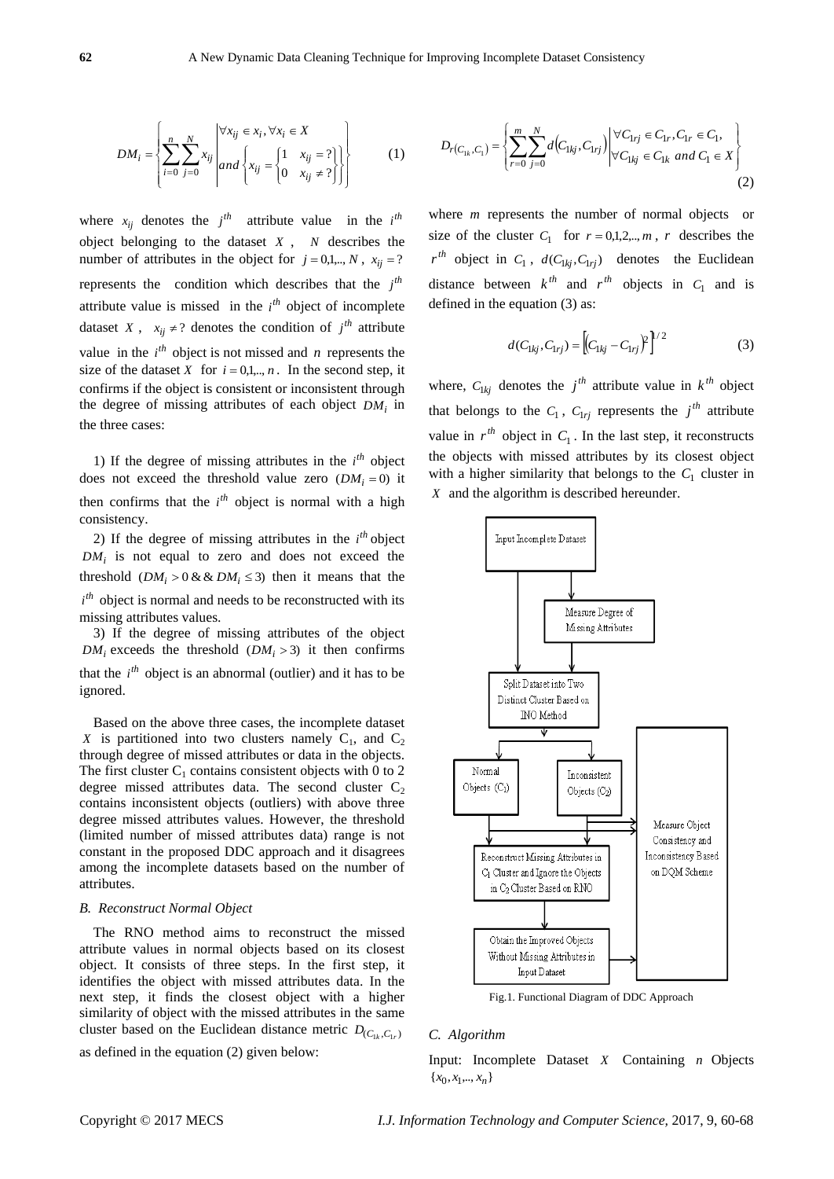$$DM_i = \left\{ \sum_{i=0}^{n} \sum_{j=0}^{N} x_{ij} \left| \begin{array}{l} \forall x_{ij} \in x_i, \forall x_i \in X \\ and \left\{ x_{ij} = \begin{cases} 1 & x_{ij} = ? \\ 0 & x_{ij} \neq ? \end{cases} \right\} \end{array} \right. \right\} \quad (1)$$

where $x_{ij}$ denotes the $j^{th}$ attribute value in the $i^{th}$ object belonging to the dataset $X$, $N$ describes the number of attributes in the object for $j = 0,1,.., N$, $x_{ij} = ?$ represents the condition which describes that the $j^{th}$ attribute value is missed in the $i^{th}$ object of incomplete dataset $X$, $x_{ij} \neq ?$ denotes the condition of $j^{th}$ attribute value in the $i^{th}$ object is not missed and $n$ represents the size of the dataset $X$ for $i = 0,1,.., n$. In the second step, it confirms if the object is consistent or inconsistent through the degree of missing attributes of each object $DM_i$ in the three cases:

1) If the degree of missing attributes in the $i^{th}$ object does not exceed the threshold value zero $(DM_i = 0)$ it then confirms that the $i^{th}$ object is normal with a high consistency.

2) If the degree of missing attributes in the $i^{th}$ object $DM_i$ is not equal to zero and does not exceed the threshold $(DM_i > 0 \,\&\&\, DM_i \leq 3)$ then it means that the $i^{th}$ object is normal and needs to be reconstructed with its missing attributes values.

3) If the degree of missing attributes of the object $DM_i$ exceeds the threshold $(DM_i > 3)$ it then confirms that the $i^{th}$ object is an abnormal (outlier) and it has to be ignored.

Based on the above three cases, the incomplete dataset $X$ is partitioned into two clusters namely $C_1$, and $C_2$ through degree of missed attributes or data in the objects. The first cluster $C_1$ contains consistent objects with 0 to 2 degree missed attributes data. The second cluster $C_2$ contains inconsistent objects (outliers) with above three degree missed attributes values. However, the threshold (limited number of missed attributes data) range is not constant in the proposed DDC approach and it disagrees among the incomplete datasets based on the number of attributes.

### *B. Reconstruct Normal Object*

The RNO method aims to reconstruct the missed attribute values in normal objects based on its closest object. It consists of three steps. In the first step, it identifies the object with missed attributes data. In the next step, it finds the closest object with a higher similarity of object with the missed attributes in the same cluster based on the Euclidean distance metric $D_{(C_{1k}, C_{1r})}$ as defined in the equation (2) given below:

$$D_{r(C_{1k}, C_1)} = \left\{ \sum_{r=0}^{m} \sum_{j=0}^{N} d\left(C_{1kj}, C_{1rj}\right) \left| \begin{array}{l} \forall C_{1rj} \in C_{1r}, C_{1r} \in C_1, \\ \forall C_{1kj} \in C_{1k} \; and \; C_1 \in X \end{array} \right. \right\} \quad (2)$$

where $m$ represents the number of normal objects or size of the cluster $C_1$ for $r = 0,1,2,.., m$, $r$ describes the $r^{th}$ object in $C_1$, $d(C_{1kj}, C_{1rj})$ denotes the Euclidean distance between $k^{th}$ and $r^{th}$ objects in $C_1$ and is defined in the equation (3) as:

$$d(C_{1kj}, C_{1rj}) = \left[ \left( C_{1kj} - C_{1rj} \right)^2 \right]^{1/2} \quad (3)$$

where, $C_{1kj}$ denotes the $j^{th}$ attribute value in $k^{th}$ object that belongs to the $C_1$, $C_{1rj}$ represents the $j^{th}$ attribute value in $r^{th}$ object in $C_1$. In the last step, it reconstructs the objects with missed attributes by its closest object with a higher similarity that belongs to the $C_1$ cluster in $X$ and the algorithm is described hereunder.

Fig.1. Functional Diagram of DDC Approach

### *C. Algorithm*

Input: Incomplete Dataset $X$ Containing $n$ Objects $\{x_0, x_1,.., x_n\}$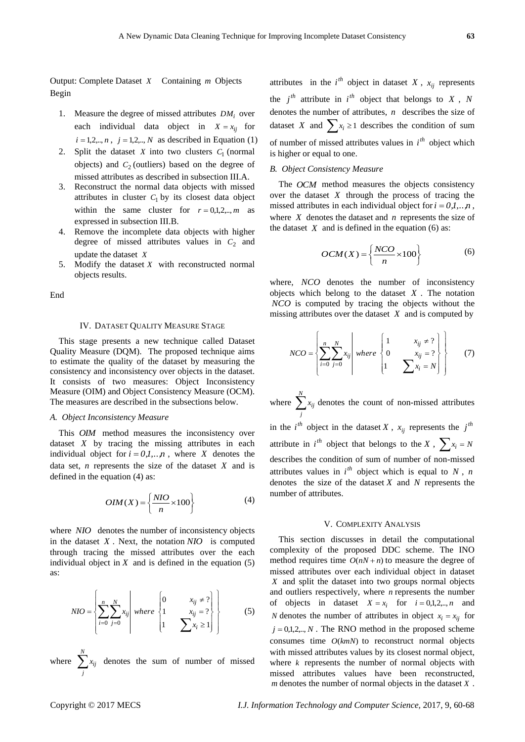Output: Complete Dataset $X$ Containing $m$ Objects
Begin

1. Measure the degree of missed attributes $DM_i$ over each individual data object in $X = x_{ij}$ for $i = 1,2,..,n$ , $j = 1,2,..,N$ as described in Equation (1)
2. Split the dataset $X$ into two clusters $C_1$ (normal objects) and $C_2$ (outliers) based on the degree of missed attributes as described in subsection III.A.
3. Reconstruct the normal data objects with missed attributes in cluster $C_1$ by its closest data object within the same cluster for $r = 0,1,2,..,m$ as expressed in subsection III.B.
4. Remove the incomplete data objects with higher degree of missed attributes values in $C_2$ and update the dataset $X$
5. Modify the dataset $X$ with reconstructed normal objects results.

End

## IV. Dataset Quality Measure Stage

This stage presents a new technique called Dataset Quality Measure (DQM). The proposed technique aims to estimate the quality of the dataset by measuring the consistency and inconsistency over objects in the dataset. It consists of two measures: Object Inconsistency Measure (OIM) and Object Consistency Measure (OCM). The measures are described in the subsections below.

### *A. Object Inconsistency Measure*

This *OIM* method measures the inconsistency over dataset $X$ by tracing the missing attributes in each individual object for $i = 0,1,..,n$ , where $X$ denotes the data set, $n$ represents the size of the dataset $X$ and is defined in the equation (4) as:

$$OIM(X) = \left\{ \frac{NIO}{n} \times 100 \right\} \tag{4}$$

where $NIO$ denotes the number of inconsistency objects in the dataset $X$ . Next, the notation $NIO$ is computed through tracing the missed attributes over the each individual object in $X$ and is defined in the equation (5) as:

$$NIO = \left\{ \sum_{i=0}^{n}\sum_{j=0}^{N} x_{ij} \;\middle|\; where \begin{cases} 0 & x_{ij} \neq ? \\ 1 & x_{ij} = ? \\ 1 & \sum x_i \geq 1 \end{cases} \right\} \tag{5}$$

where $\sum_{j}^{N} x_{ij}$ denotes the sum of number of missed attributes in the $i^{th}$ object in dataset $X$ , $x_{ij}$ represents the $j^{th}$ attribute in $i^{th}$ object that belongs to $X$ , $N$ denotes the number of attributes, $n$ describes the size of dataset $X$ and $\sum x_i \geq 1$ describes the condition of sum of number of missed attributes values in $i^{th}$ object which is higher or equal to one.

### *B. Object Consistency Measure*

The $OCM$ method measures the objects consistency over the dataset $X$ through the process of tracing the missed attributes in each individual object for $i = 0,1,..,n$ , where $X$ denotes the dataset and $n$ represents the size of the dataset $X$ and is defined in the equation (6) as:

$$OCM(X) = \left\{ \frac{NCO}{n} \times 100 \right\} \tag{6}$$

where, $NCO$ denotes the number of inconsistency objects which belong to the dataset $X$ . The notation $NCO$ is computed by tracing the objects without the missing attributes over the dataset $X$ and is computed by

$$NCO = \left\{ \sum_{i=0}^{n}\sum_{j=0}^{N} x_{ij} \;\middle|\; where \begin{cases} 1 & x_{ij} \neq ? \\ 0 & x_{ij} = ? \\ 1 & \sum x_i = N \end{cases} \right\} \tag{7}$$

where $\sum_{j}^{N} x_{ij}$ denotes the count of non-missed attributes in the $i^{th}$ object in the dataset $X$ , $x_{ij}$ represents the $j^{th}$ attribute in $i^{th}$ object that belongs to the $X$ , $\sum x_i = N$ describes the condition of sum of number of non-missed attributes values in $i^{th}$ object which is equal to $N$ , $n$ denotes the size of the dataset $X$ and $N$ represents the number of attributes.

## V. Complexity Analysis

This section discusses in detail the computational complexity of the proposed DDC scheme. The INO method requires time $O(nN + n)$ to measure the degree of missed attributes over each individual object in dataset $X$ and split the dataset into two groups normal objects and outliers respectively, where $n$ represents the number of objects in dataset $X = x_i$ for $i = 0,1,2,..,n$ and $N$ denotes the number of attributes in object $x_i = x_{ij}$ for $j = 0,1,2,..,N$ . The RNO method in the proposed scheme consumes time $O(kmN)$ to reconstruct normal objects with missed attributes values by its closest normal object, where $k$ represents the number of normal objects with missed attributes values have been reconstructed, $m$ denotes the number of normal objects in the dataset $X$ .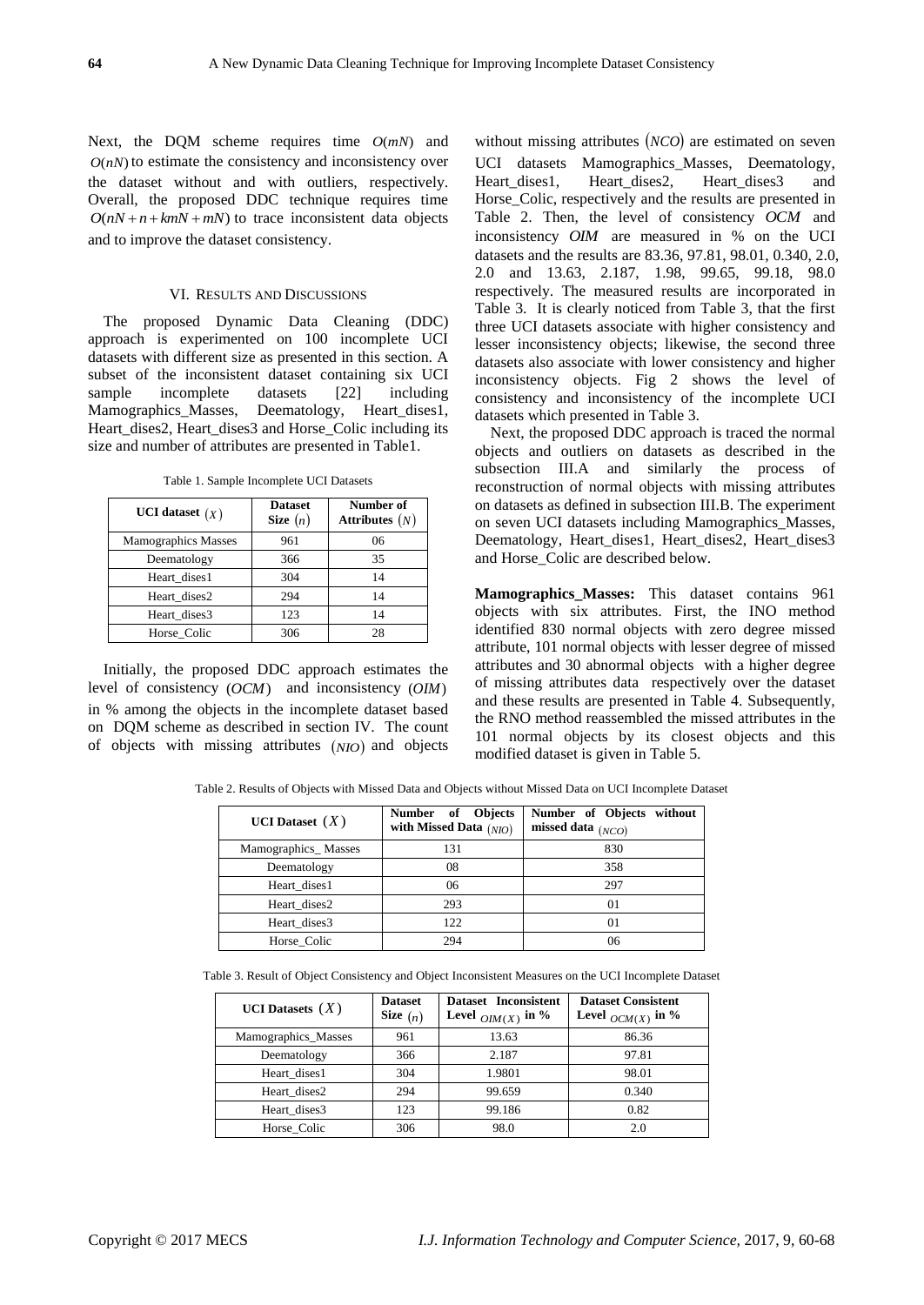Next, the DQM scheme requires time $O(mN)$ and $O(nN)$ to estimate the consistency and inconsistency over the dataset without and with outliers, respectively. Overall, the proposed DDC technique requires time $O(nN + n + kmN + mN)$ to trace inconsistent data objects and to improve the dataset consistency.

## VI. Results and Discussions

The proposed Dynamic Data Cleaning (DDC) approach is experimented on 100 incomplete UCI datasets with different size as presented in this section. A subset of the inconsistent dataset containing six UCI sample incomplete datasets [22] including Mamographics_Masses, Deematology, Heart_dises1, Heart_dises2, Heart_dises3 and Horse_Colic including its size and number of attributes are presented in Table1.

Table 1. Sample Incomplete UCI Datasets

| UCI dataset $(X)$ | Dataset Size $(n)$ | Number of Attributes $(N)$ |
|---|---|---|
| Mamographics Masses | 961 | 06 |
| Deematology | 366 | 35 |
| Heart_dises1 | 304 | 14 |
| Heart_dises2 | 294 | 14 |
| Heart_dises3 | 123 | 14 |
| Horse_Colic | 306 | 28 |

Initially, the proposed DDC approach estimates the level of consistency $(OCM)$ and inconsistency $(OIM)$ in % among the objects in the incomplete dataset based on DQM scheme as described in section IV. The count of objects with missing attributes $(NIO)$ and objects without missing attributes $(NCO)$ are estimated on seven UCI datasets Mamographics_Masses, Deematology, Heart_dises1, Heart_dises2, Heart_dises3 and Horse_Colic, respectively and the results are presented in Table 2. Then, the level of consistency $OCM$ and inconsistency $OIM$ are measured in % on the UCI datasets and the results are 83.36, 97.81, 98.01, 0.340, 2.0, 2.0 and 13.63, 2.187, 1.98, 99.65, 99.18, 98.0 respectively. The measured results are incorporated in Table 3. It is clearly noticed from Table 3, that the first three UCI datasets associate with higher consistency and lesser inconsistency objects; likewise, the second three datasets also associate with lower consistency and higher inconsistency objects. Fig 2 shows the level of consistency and inconsistency of the incomplete UCI datasets which presented in Table 3.

Next, the proposed DDC approach is traced the normal objects and outliers on datasets as described in the subsection III.A and similarly the process of reconstruction of normal objects with missing attributes on datasets as defined in subsection III.B. The experiment on seven UCI datasets including Mamographics_Masses, Deematology, Heart_dises1, Heart_dises2, Heart_dises3 and Horse_Colic are described below.

**Mamographics_Masses:** This dataset contains 961 objects with six attributes. First, the INO method identified 830 normal objects with zero degree missed attribute, 101 normal objects with lesser degree of missed attributes and 30 abnormal objects with a higher degree of missing attributes data respectively over the dataset and these results are presented in Table 4. Subsequently, the RNO method reassembled the missed attributes in the 101 normal objects by its closest objects and this modified dataset is given in Table 5.

Table 2. Results of Objects with Missed Data and Objects without Missed Data on UCI Incomplete Dataset

| UCI Dataset $(X)$ | Number of Objects with Missed Data $(NIO)$ | Number of Objects without missed data $(NCO)$ |
|---|---|---|
| Mamographics_ Masses | 131 | 830 |
| Deematology | 08 | 358 |
| Heart_dises1 | 06 | 297 |
| Heart_dises2 | 293 | 01 |
| Heart_dises3 | 122 | 01 |
| Horse_Colic | 294 | 06 |

Table 3. Result of Object Consistency and Object Inconsistent Measures on the UCI Incomplete Dataset

| UCI Datasets $(X)$ | Dataset Size $(n)$ | Dataset Inconsistent Level $_{OIM(X)}$ in % | Dataset Consistent Level $_{OCM(X)}$ in % |
|---|---|---|---|
| Mamographics_Masses | 961 | 13.63 | 86.36 |
| Deematology | 366 | 2.187 | 97.81 |
| Heart_dises1 | 304 | 1.9801 | 98.01 |
| Heart_dises2 | 294 | 99.659 | 0.340 |
| Heart_dises3 | 123 | 99.186 | 0.82 |
| Horse_Colic | 306 | 98.0 | 2.0 |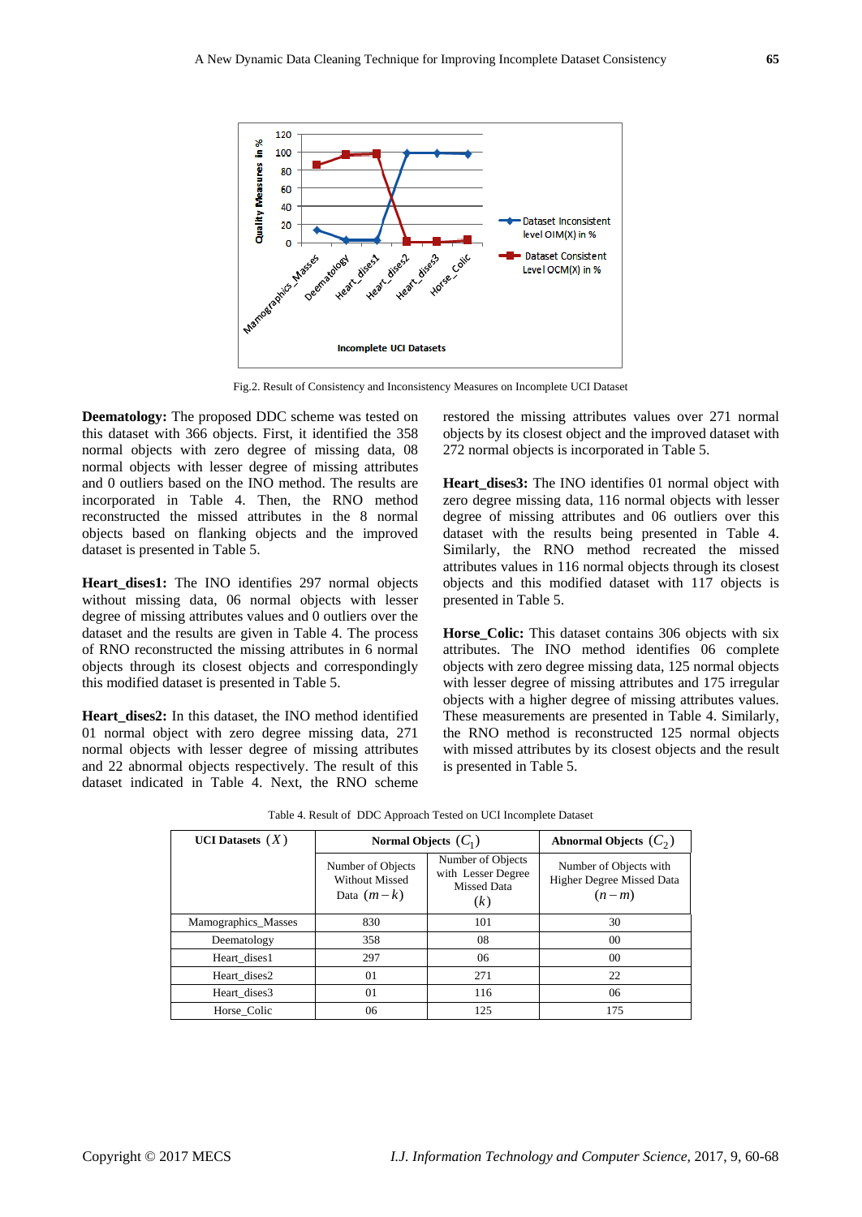Fig.2. Result of Consistency and Inconsistency Measures on Incomplete UCI Dataset

**Deematology:** The proposed DDC scheme was tested on this dataset with 366 objects. First, it identified the 358 normal objects with zero degree of missing data, 08 normal objects with lesser degree of missing attributes and 0 outliers based on the INO method. The results are incorporated in Table 4. Then, the RNO method reconstructed the missed attributes in the 8 normal objects based on flanking objects and the improved dataset is presented in Table 5.

**Heart_dises1:** The INO identifies 297 normal objects without missing data, 06 normal objects with lesser degree of missing attributes values and 0 outliers over the dataset and the results are given in Table 4. The process of RNO reconstructed the missing attributes in 6 normal objects through its closest objects and correspondingly this modified dataset is presented in Table 5.

**Heart_dises2:** In this dataset, the INO method identified 01 normal object with zero degree missing data, 271 normal objects with lesser degree of missing attributes and 22 abnormal objects respectively. The result of this dataset indicated in Table 4. Next, the RNO scheme restored the missing attributes values over 271 normal objects by its closest object and the improved dataset with 272 normal objects is incorporated in Table 5.

**Heart_dises3:** The INO identifies 01 normal object with zero degree missing data, 116 normal objects with lesser degree of missing attributes and 06 outliers over this dataset with the results being presented in Table 4. Similarly, the RNO method recreated the missed attributes values in 116 normal objects through its closest objects and this modified dataset with 117 objects is presented in Table 5.

**Horse_Colic:** This dataset contains 306 objects with six attributes. The INO method identifies 06 complete objects with zero degree missing data, 125 normal objects with lesser degree of missing attributes and 175 irregular objects with a higher degree of missing attributes values. These measurements are presented in Table 4. Similarly, the RNO method is reconstructed 125 normal objects with missed attributes by its closest objects and the result is presented in Table 5.

Table 4. Result of DDC Approach Tested on UCI Incomplete Dataset

| **UCI Datasets** $(X)$ | **Normal Objects** $(C_1)$ | | **Abnormal Objects** $(C_2)$ |
|---|---|---|---|
| | Number of Objects Without Missed Data $(m-k)$ | Number of Objects with Lesser Degree Missed Data $(k)$ | Number of Objects with Higher Degree Missed Data $(n-m)$ |
| Mamographics_Masses | 830 | 101 | 30 |
| Deematology | 358 | 08 | 00 |
| Heart_dises1 | 297 | 06 | 00 |
| Heart_dises2 | 01 | 271 | 22 |
| Heart_dises3 | 01 | 116 | 06 |
| Horse_Colic | 06 | 125 | 175 |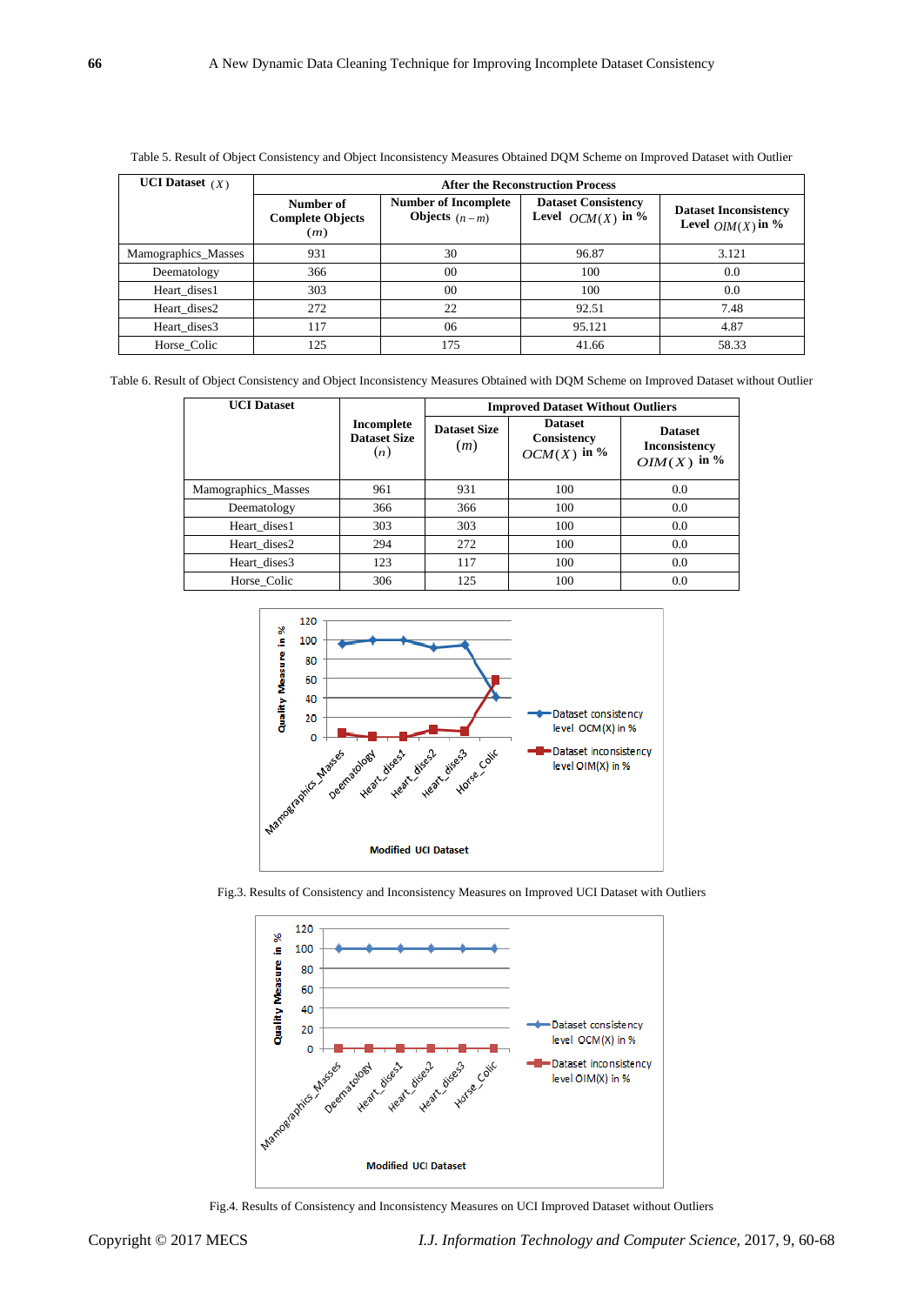Table 5. Result of Object Consistency and Object Inconsistency Measures Obtained DQM Scheme on Improved Dataset with Outlier

| UCI Dataset $(X)$ | After the Reconstruction Process | | | |
|---|---|---|---|---|
| | Number of Complete Objects $(m)$ | Number of Incomplete Objects $(n-m)$ | Dataset Consistency Level $OCM(X)$ in % | Dataset Inconsistency Level $OIM(X)$ in % |
| Mamographics_Masses | 931 | 30 | 96.87 | 3.121 |
| Deematology | 366 | 00 | 100 | 0.0 |
| Heart_dises1 | 303 | 00 | 100 | 0.0 |
| Heart_dises2 | 272 | 22 | 92.51 | 7.48 |
| Heart_dises3 | 117 | 06 | 95.121 | 4.87 |
| Horse_Colic | 125 | 175 | 41.66 | 58.33 |

Table 6. Result of Object Consistency and Object Inconsistency Measures Obtained with DQM Scheme on Improved Dataset without Outlier

| UCI Dataset | Incomplete Dataset Size $(n)$ | Improved Dataset Without Outliers | | |
|---|---|---|---|---|
| | | Dataset Size $(m)$ | Dataset Consistency $OCM(X)$ in % | Dataset Inconsistency $OIM(X)$ in % |
| Mamographics_Masses | 961 | 931 | 100 | 0.0 |
| Deematology | 366 | 366 | 100 | 0.0 |
| Heart_dises1 | 303 | 303 | 100 | 0.0 |
| Heart_dises2 | 294 | 272 | 100 | 0.0 |
| Heart_dises3 | 123 | 117 | 100 | 0.0 |
| Horse_Colic | 306 | 125 | 100 | 0.0 |

Fig.3. Results of Consistency and Inconsistency Measures on Improved UCI Dataset with Outliers

Fig.4. Results of Consistency and Inconsistency Measures on UCI Improved Dataset without Outliers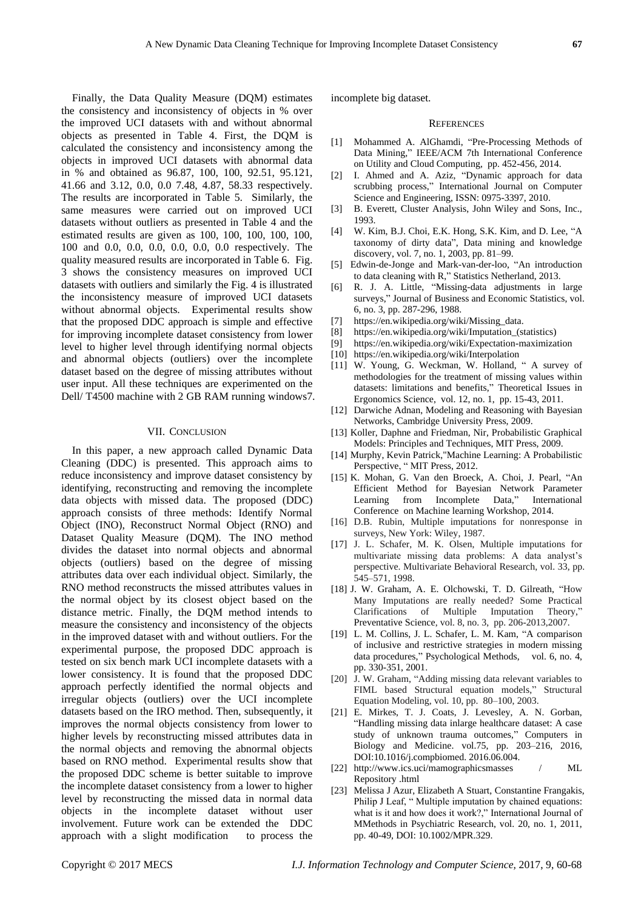Finally, the Data Quality Measure (DQM) estimates the consistency and inconsistency of objects in % over the improved UCI datasets with and without abnormal objects as presented in Table 4. First, the DQM is calculated the consistency and inconsistency among the objects in improved UCI datasets with abnormal data in % and obtained as 96.87, 100, 100, 92.51, 95.121, 41.66 and 3.12, 0.0, 0.0 7.48, 4.87, 58.33 respectively. The results are incorporated in Table 5. Similarly, the same measures were carried out on improved UCI datasets without outliers as presented in Table 4 and the estimated results are given as 100, 100, 100, 100, 100, 100 and 0.0, 0.0, 0.0, 0.0, 0.0, 0.0 respectively. The quality measured results are incorporated in Table 6. Fig. 3 shows the consistency measures on improved UCI datasets with outliers and similarly the Fig. 4 is illustrated the inconsistency measure of improved UCI datasets without abnormal objects. Experimental results show that the proposed DDC approach is simple and effective for improving incomplete dataset consistency from lower level to higher level through identifying normal objects and abnormal objects (outliers) over the incomplete dataset based on the degree of missing attributes without user input. All these techniques are experimented on the Dell/ T4500 machine with 2 GB RAM running windows7.

## VII. Conclusion

In this paper, a new approach called Dynamic Data Cleaning (DDC) is presented. This approach aims to reduce inconsistency and improve dataset consistency by identifying, reconstructing and removing the incomplete data objects with missed data. The proposed (DDC) approach consists of three methods: Identify Normal Object (INO), Reconstruct Normal Object (RNO) and Dataset Quality Measure (DQM). The INO method divides the dataset into normal objects and abnormal objects (outliers) based on the degree of missing attributes data over each individual object. Similarly, the RNO method reconstructs the missed attributes values in the normal object by its closest object based on the distance metric. Finally, the DQM method intends to measure the consistency and inconsistency of the objects in the improved dataset with and without outliers. For the experimental purpose, the proposed DDC approach is tested on six bench mark UCI incomplete datasets with a lower consistency. It is found that the proposed DDC approach perfectly identified the normal objects and irregular objects (outliers) over the UCI incomplete datasets based on the IRO method. Then, subsequently, it improves the normal objects consistency from lower to higher levels by reconstructing missed attributes data in the normal objects and removing the abnormal objects based on RNO method. Experimental results show that the proposed DDC scheme is better suitable to improve the incomplete dataset consistency from a lower to higher level by reconstructing the missed data in normal data objects in the incomplete dataset without user involvement. Future work can be extended the DDC approach with a slight modification to process the incomplete big dataset.

## References

[1] Mohammed A. AlGhamdi, "Pre-Processing Methods of Data Mining," IEEE/ACM 7th International Conference on Utility and Cloud Computing, pp. 452-456, 2014.

[2] I. Ahmed and A. Aziz, "Dynamic approach for data scrubbing process," International Journal on Computer Science and Engineering, ISSN: 0975-3397, 2010.

[3] B. Everett, Cluster Analysis, John Wiley and Sons, Inc., 1993.

[4] W. Kim, B.J. Choi, E.K. Hong, S.K. Kim, and D. Lee, "A taxonomy of dirty data", Data mining and knowledge discovery, vol. 7, no. 1, 2003, pp. 81–99.

[5] Edwin-de-Jonge and Mark-van-der-loo, "An introduction to data cleaning with R," Statistics Netherland, 2013.

[6] R. J. A. Little, "Missing-data adjustments in large surveys," Journal of Business and Economic Statistics, vol. 6, no. 3, pp. 287-296, 1988.

[7] https://en.wikipedia.org/wiki/Missing_data.

[8] https://en.wikipedia.org/wiki/Imputation_(statistics)

[9] https://en.wikipedia.org/wiki/Expectation-maximization

[10] https://en.wikipedia.org/wiki/Interpolation

[11] W. Young, G. Weckman, W. Holland, " A survey of methodologies for the treatment of missing values within datasets: limitations and benefits," Theoretical Issues in Ergonomics Science, vol. 12, no. 1, pp. 15-43, 2011.

[12] Darwiche Adnan, Modeling and Reasoning with Bayesian Networks, Cambridge University Press, 2009.

[13] Koller, Daphne and Friedman, Nir, Probabilistic Graphical Models: Principles and Techniques, MIT Press, 2009.

[14] Murphy, Kevin Patrick,"Machine Learning: A Probabilistic Perspective, " MIT Press, 2012.

[15] K. Mohan, G. Van den Broeck, A. Choi, J. Pearl, "An Efficient Method for Bayesian Network Parameter Learning from Incomplete Data," International Conference on Machine learning Workshop, 2014.

[16] D.B. Rubin, Multiple imputations for nonresponse in surveys, New York: Wiley, 1987.

[17] J. L. Schafer, M. K. Olsen, Multiple imputations for multivariate missing data problems: A data analyst's perspective. Multivariate Behavioral Research, vol. 33, pp. 545–571, 1998.

[18] J. W. Graham, A. E. Olchowski, T. D. Gilreath, "How Many Imputations are really needed? Some Practical Clarifications of Multiple Imputation Theory," Preventative Science, vol. 8, no. 3, pp. 206-2013,2007.

[19] L. M. Collins, J. L. Schafer, L. M. Kam, "A comparison of inclusive and restrictive strategies in modern missing data procedures," Psychological Methods, vol. 6, no. 4, pp. 330-351, 2001.

[20] J. W. Graham, "Adding missing data relevant variables to FIML based Structural equation models," Structural Equation Modeling, vol. 10, pp. 80–100, 2003.

[21] E. Mirkes, T. J. Coats, J. Levesley, A. N. Gorban, "Handling missing data inlarge healthcare dataset: A case study of unknown trauma outcomes," Computers in Biology and Medicine. vol.75, pp. 203–216, 2016, DOI:10.1016/j.compbiomed. 2016.06.004.

[22] http://www.ics.uci/mamographicsmasses / ML Repository .html

[23] Melissa J Azur, Elizabeth A Stuart, Constantine Frangakis, Philip J Leaf, " Multiple imputation by chained equations: what is it and how does it work?," International Journal of MMethods in Psychiatric Research, vol. 20, no. 1, 2011, pp. 40-49, DOI: 10.1002/MPR.329.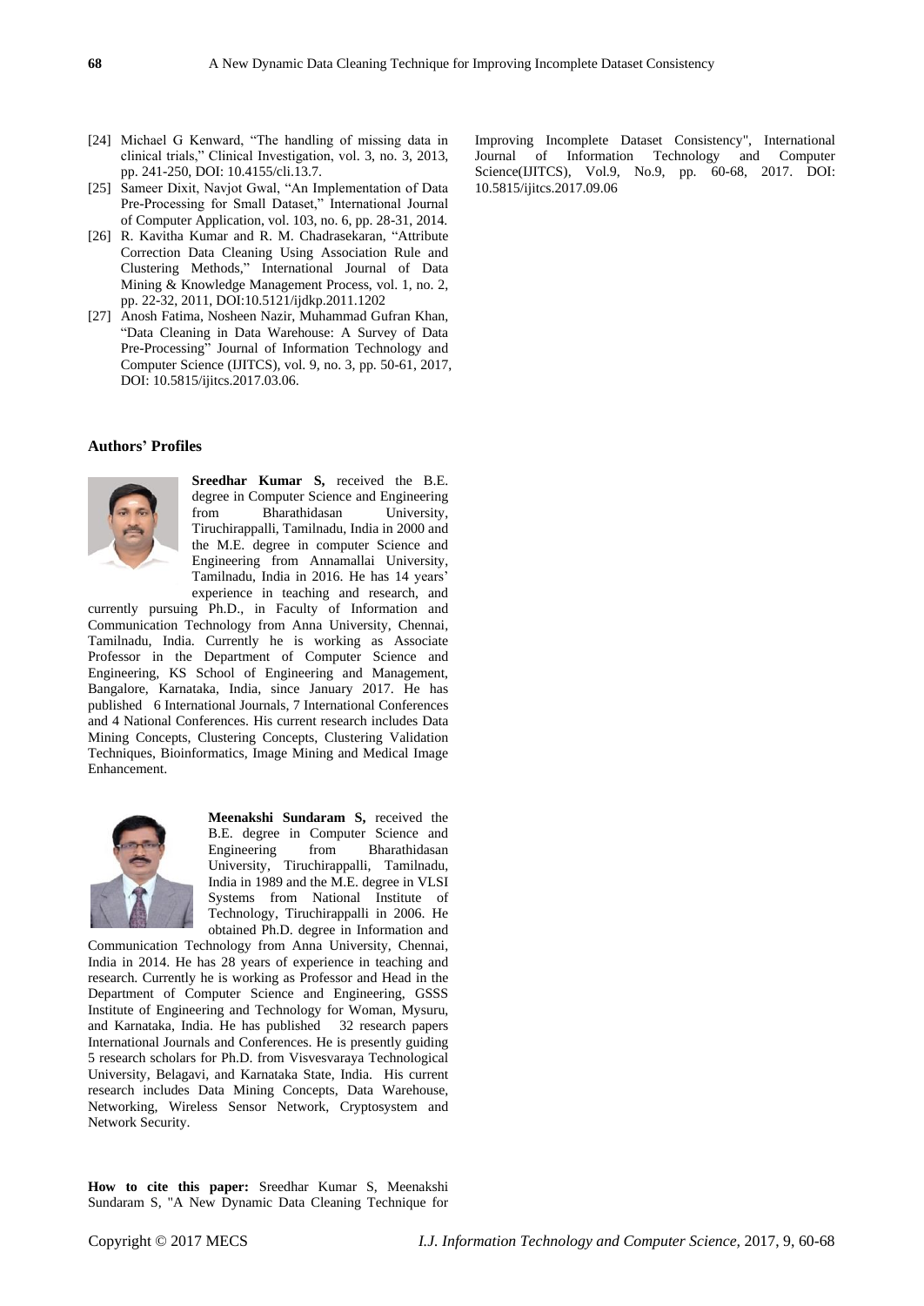[24] Michael G Kenward, "The handling of missing data in clinical trials," Clinical Investigation, vol. 3, no. 3, 2013, pp. 241-250, DOI: 10.4155/cli.13.7.

[25] Sameer Dixit, Navjot Gwal, "An Implementation of Data Pre-Processing for Small Dataset," International Journal of Computer Application, vol. 103, no. 6, pp. 28-31, 2014.

[26] R. Kavitha Kumar and R. M. Chadrasekaran, "Attribute Correction Data Cleaning Using Association Rule and Clustering Methods," International Journal of Data Mining & Knowledge Management Process, vol. 1, no. 2, pp. 22-32, 2011, DOI:10.5121/ijdkp.2011.1202

[27] Anosh Fatima, Nosheen Nazir, Muhammad Gufran Khan, "Data Cleaning in Data Warehouse: A Survey of Data Pre-Processing" Journal of Information Technology and Computer Science (IJITCS), vol. 9, no. 3, pp. 50-61, 2017, DOI: 10.5815/ijitcs.2017.03.06.

### Authors' Profiles

**Sreedhar Kumar S,** received the B.E. degree in Computer Science and Engineering from Bharathidasan University, Tiruchirappalli, Tamilnadu, India in 2000 and the M.E. degree in computer Science and Engineering from Annamallai University, Tamilnadu, India in 2016. He has 14 years' experience in teaching and research, and currently pursuing Ph.D., in Faculty of Information and Communication Technology from Anna University, Chennai, Tamilnadu, India. Currently he is working as Associate Professor in the Department of Computer Science and Engineering, KS School of Engineering and Management, Bangalore, Karnataka, India, since January 2017. He has published 6 International Journals, 7 International Conferences and 4 National Conferences. His current research includes Data Mining Concepts, Clustering Concepts, Clustering Validation Techniques, Bioinformatics, Image Mining and Medical Image Enhancement.

**Meenakshi Sundaram S,** received the B.E. degree in Computer Science and Engineering from Bharathidasan University, Tiruchirappalli, Tamilnadu, India in 1989 and the M.E. degree in VLSI Systems from National Institute of Technology, Tiruchirappalli in 2006. He obtained Ph.D. degree in Information and Communication Technology from Anna University, Chennai, India in 2014. He has 28 years of experience in teaching and research. Currently he is working as Professor and Head in the Department of Computer Science and Engineering, GSSS Institute of Engineering and Technology for Woman, Mysuru, and Karnataka, India. He has published 32 research papers International Journals and Conferences. He is presently guiding 5 research scholars for Ph.D. from Visvesvaraya Technological University, Belagavi, and Karnataka State, India. His current research includes Data Mining Concepts, Data Warehouse, Networking, Wireless Sensor Network, Cryptosystem and Network Security.

**How to cite this paper:** Sreedhar Kumar S, Meenakshi Sundaram S, "A New Dynamic Data Cleaning Technique for Improving Incomplete Dataset Consistency", International Journal of Information Technology and Computer Science(IJITCS), Vol.9, No.9, pp. 60-68, 2017. DOI: 10.5815/ijitcs.2017.09.06